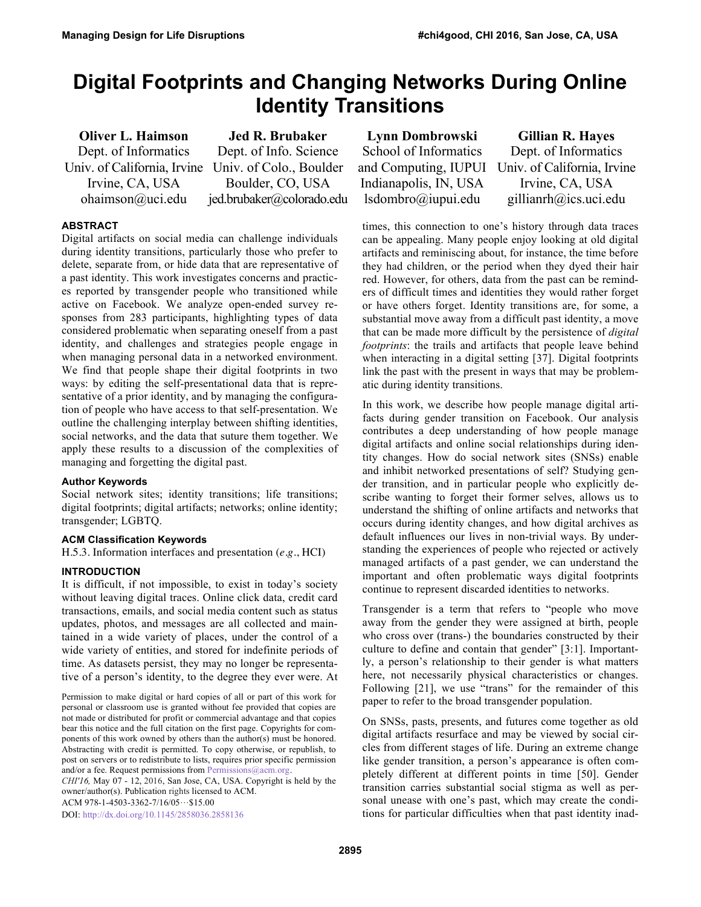# Digital Footprints and Changing Networks During Online Identity Transitions

**Oliver L. Haimson**
Dept. of Informatics
Univ. of California, Irvine
Irvine, CA, USA
ohaimson@uci.edu

**Jed R. Brubaker**
Dept. of Info. Science
Univ. of Colo., Boulder
Boulder, CO, USA
jed.brubaker@colorado.edu

**Lynn Dombrowski**
School of Informatics and Computing, IUPUI
Indianapolis, IN, USA
lsdombro@iupui.edu

**Gillian R. Hayes**
Dept. of Informatics
Univ. of California, Irvine
Irvine, CA, USA
gillianrh@ics.uci.edu

## ABSTRACT

Digital artifacts on social media can challenge individuals during identity transitions, particularly those who prefer to delete, separate from, or hide data that are representative of a past identity. This work investigates concerns and practices reported by transgender people who transitioned while active on Facebook. We analyze open-ended survey responses from 283 participants, highlighting types of data considered problematic when separating oneself from a past identity, and challenges and strategies people engage in when managing personal data in a networked environment. We find that people shape their digital footprints in two ways: by editing the self-presentational data that is representative of a prior identity, and by managing the configuration of people who have access to that self-presentation. We outline the challenging interplay between shifting identities, social networks, and the data that suture them together. We apply these results to a discussion of the complexities of managing and forgetting the digital past.

### Author Keywords

Social network sites; identity transitions; life transitions; digital footprints; digital artifacts; networks; online identity; transgender; LGBTQ.

### ACM Classification Keywords

H.5.3. Information interfaces and presentation (*e.g.*, HCI)

## INTRODUCTION

It is difficult, if not impossible, to exist in today's society without leaving digital traces. Online click data, credit card transactions, emails, and social media content such as status updates, photos, and messages are all collected and maintained in a wide variety of places, under the control of a wide variety of entities, and stored for indefinite periods of time. As datasets persist, they may no longer be representative of a person's identity, to the degree they ever were. At times, this connection to one's history through data traces can be appealing. Many people enjoy looking at old digital artifacts and reminiscing about, for instance, the time before they had children, or the period when they dyed their hair red. However, for others, data from the past can be reminders of difficult times and identities they would rather forget or have others forget. Identity transitions are, for some, a substantial move away from a difficult past identity, a move that can be made more difficult by the persistence of *digital footprints*: the trails and artifacts that people leave behind when interacting in a digital setting [37]. Digital footprints link the past with the present in ways that may be problematic during identity transitions.

Permission to make digital or hard copies of all or part of this work for personal or classroom use is granted without fee provided that copies are not made or distributed for profit or commercial advantage and that copies bear this notice and the full citation on the first page. Copyrights for components of this work owned by others than the author(s) must be honored. Abstracting with credit is permitted. To copy otherwise, or republish, to post on servers or to redistribute to lists, requires prior specific permission and/or a fee. Request permissions from Permissions@acm.org.
*CHI'16,* May 07 - 12, 2016, San Jose, CA, USA. Copyright is held by the owner/author(s). Publication rights licensed to ACM.
ACM 978-1-4503-3362-7/16/05···$15.00
DOI: http://dx.doi.org/10.1145/2858036.2858136

In this work, we describe how people manage digital artifacts during gender transition on Facebook. Our analysis contributes a deep understanding of how people manage digital artifacts and online social relationships during identity changes. How do social network sites (SNSs) enable and inhibit networked presentations of self? Studying gender transition, and in particular people who explicitly describe wanting to forget their former selves, allows us to understand the shifting of online artifacts and networks that occurs during identity changes, and how digital archives as default influences our lives in non-trivial ways. By understanding the experiences of people who rejected or actively managed artifacts of a past gender, we can understand the important and often problematic ways digital footprints continue to represent discarded identities to networks.

Transgender is a term that refers to "people who move away from the gender they were assigned at birth, people who cross over (trans-) the boundaries constructed by their culture to define and contain that gender" [3:1]. Importantly, a person's relationship to their gender is what matters here, not necessarily physical characteristics or changes. Following [21], we use "trans" for the remainder of this paper to refer to the broad transgender population.

On SNSs, pasts, presents, and futures come together as old digital artifacts resurface and may be viewed by social circles from different stages of life. During an extreme change like gender transition, a person's appearance is often completely different at different points in time [50]. Gender transition carries substantial social stigma as well as personal unease with one's past, which may create the conditions for particular difficulties when that past identity inad-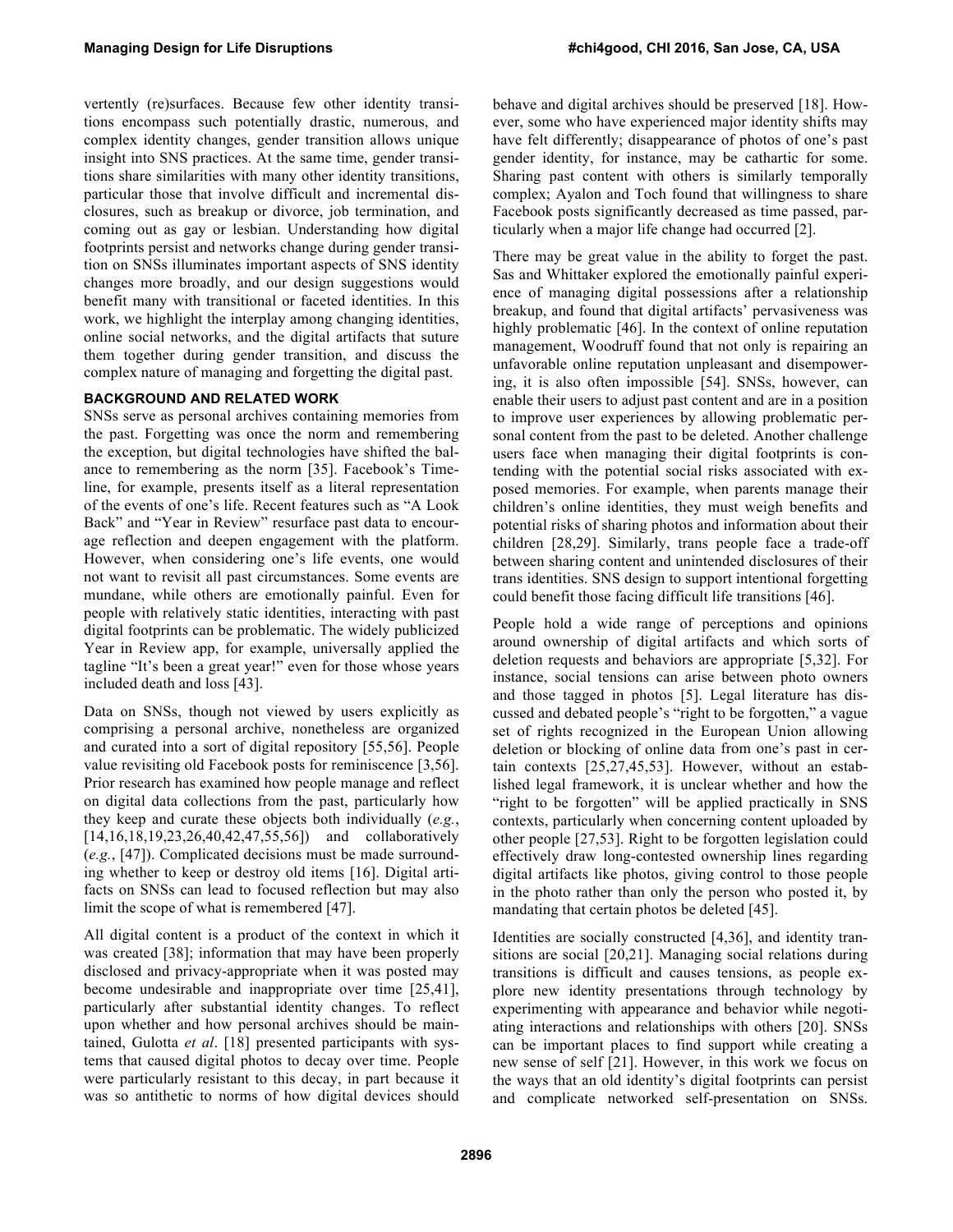vertently (re)surfaces. Because few other identity transitions encompass such potentially drastic, numerous, and complex identity changes, gender transition allows unique insight into SNS practices. At the same time, gender transitions share similarities with many other identity transitions, particular those that involve difficult and incremental disclosures, such as breakup or divorce, job termination, and coming out as gay or lesbian. Understanding how digital footprints persist and networks change during gender transition on SNSs illuminates important aspects of SNS identity changes more broadly, and our design suggestions would benefit many with transitional or faceted identities. In this work, we highlight the interplay among changing identities, online social networks, and the digital artifacts that suture them together during gender transition, and discuss the complex nature of managing and forgetting the digital past.

## BACKGROUND AND RELATED WORK

SNSs serve as personal archives containing memories from the past. Forgetting was once the norm and remembering the exception, but digital technologies have shifted the balance to remembering as the norm [35]. Facebook's Timeline, for example, presents itself as a literal representation of the events of one's life. Recent features such as "A Look Back" and "Year in Review" resurface past data to encourage reflection and deepen engagement with the platform. However, when considering one's life events, one would not want to revisit all past circumstances. Some events are mundane, while others are emotionally painful. Even for people with relatively static identities, interacting with past digital footprints can be problematic. The widely publicized Year in Review app, for example, universally applied the tagline "It's been a great year!" even for those whose years included death and loss [43].

Data on SNSs, though not viewed by users explicitly as comprising a personal archive, nonetheless are organized and curated into a sort of digital repository [55,56]. People value revisiting old Facebook posts for reminiscence [3,56]. Prior research has examined how people manage and reflect on digital data collections from the past, particularly how they keep and curate these objects both individually (*e.g.*, [14,16,18,19,23,26,40,42,47,55,56]) and collaboratively (*e.g.*, [47]). Complicated decisions must be made surrounding whether to keep or destroy old items [16]. Digital artifacts on SNSs can lead to focused reflection but may also limit the scope of what is remembered [47].

All digital content is a product of the context in which it was created [38]; information that may have been properly disclosed and privacy-appropriate when it was posted may become undesirable and inappropriate over time [25,41], particularly after substantial identity changes. To reflect upon whether and how personal archives should be maintained, Gulotta *et al*. [18] presented participants with systems that caused digital photos to decay over time. People were particularly resistant to this decay, in part because it was so antithetic to norms of how digital devices should behave and digital archives should be preserved [18]. However, some who have experienced major identity shifts may have felt differently; disappearance of photos of one's past gender identity, for instance, may be cathartic for some. Sharing past content with others is similarly temporally complex; Ayalon and Toch found that willingness to share Facebook posts significantly decreased as time passed, particularly when a major life change had occurred [2].

There may be great value in the ability to forget the past. Sas and Whittaker explored the emotionally painful experience of managing digital possessions after a relationship breakup, and found that digital artifacts' pervasiveness was highly problematic [46]. In the context of online reputation management, Woodruff found that not only is repairing an unfavorable online reputation unpleasant and disempowering, it is also often impossible [54]. SNSs, however, can enable their users to adjust past content and are in a position to improve user experiences by allowing problematic personal content from the past to be deleted. Another challenge users face when managing their digital footprints is contending with the potential social risks associated with exposed memories. For example, when parents manage their children's online identities, they must weigh benefits and potential risks of sharing photos and information about their children [28,29]. Similarly, trans people face a trade-off between sharing content and unintended disclosures of their trans identities. SNS design to support intentional forgetting could benefit those facing difficult life transitions [46].

People hold a wide range of perceptions and opinions around ownership of digital artifacts and which sorts of deletion requests and behaviors are appropriate [5,32]. For instance, social tensions can arise between photo owners and those tagged in photos [5]. Legal literature has discussed and debated people's "right to be forgotten," a vague set of rights recognized in the European Union allowing deletion or blocking of online data from one's past in certain contexts [25,27,45,53]. However, without an established legal framework, it is unclear whether and how the "right to be forgotten" will be applied practically in SNS contexts, particularly when concerning content uploaded by other people [27,53]. Right to be forgotten legislation could effectively draw long-contested ownership lines regarding digital artifacts like photos, giving control to those people in the photo rather than only the person who posted it, by mandating that certain photos be deleted [45].

Identities are socially constructed [4,36], and identity transitions are social [20,21]. Managing social relations during transitions is difficult and causes tensions, as people explore new identity presentations through technology by experimenting with appearance and behavior while negotiating interactions and relationships with others [20]. SNSs can be important places to find support while creating a new sense of self [21]. However, in this work we focus on the ways that an old identity's digital footprints can persist and complicate networked self-presentation on SNSs.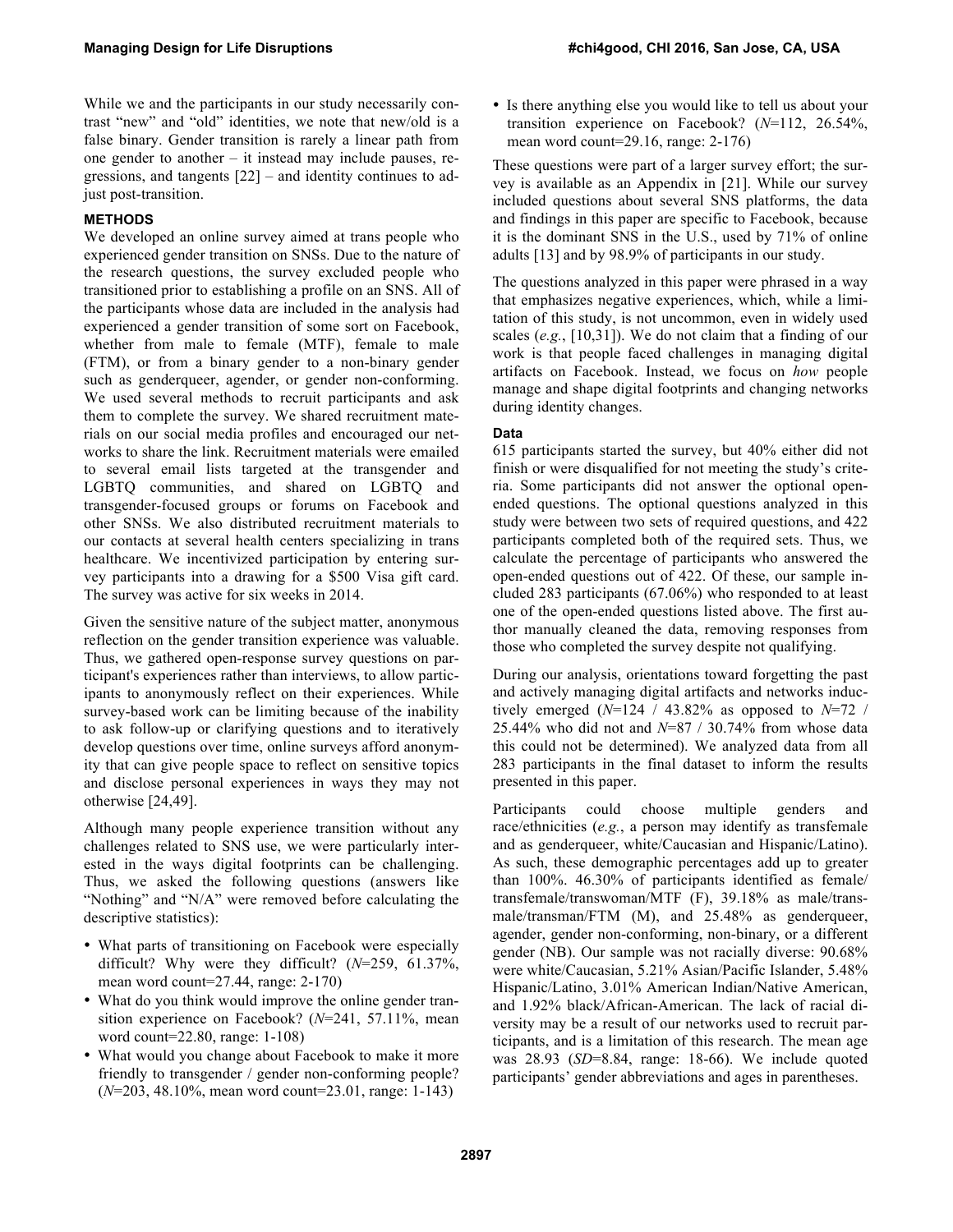While we and the participants in our study necessarily contrast "new" and "old" identities, we note that new/old is a false binary. Gender transition is rarely a linear path from one gender to another – it instead may include pauses, regressions, and tangents [22] – and identity continues to adjust post-transition.

## METHODS

We developed an online survey aimed at trans people who experienced gender transition on SNSs. Due to the nature of the research questions, the survey excluded people who transitioned prior to establishing a profile on an SNS. All of the participants whose data are included in the analysis had experienced a gender transition of some sort on Facebook, whether from male to female (MTF), female to male (FTM), or from a binary gender to a non-binary gender such as genderqueer, agender, or gender non-conforming. We used several methods to recruit participants and ask them to complete the survey. We shared recruitment materials on our social media profiles and encouraged our networks to share the link. Recruitment materials were emailed to several email lists targeted at the transgender and LGBTQ communities, and shared on LGBTQ and transgender-focused groups or forums on Facebook and other SNSs. We also distributed recruitment materials to our contacts at several health centers specializing in trans healthcare. We incentivized participation by entering survey participants into a drawing for a $500 Visa gift card. The survey was active for six weeks in 2014.

Given the sensitive nature of the subject matter, anonymous reflection on the gender transition experience was valuable. Thus, we gathered open-response survey questions on participant's experiences rather than interviews, to allow participants to anonymously reflect on their experiences. While survey-based work can be limiting because of the inability to ask follow-up or clarifying questions and to iteratively develop questions over time, online surveys afford anonymity that can give people space to reflect on sensitive topics and disclose personal experiences in ways they may not otherwise [24,49].

Although many people experience transition without any challenges related to SNS use, we were particularly interested in the ways digital footprints can be challenging. Thus, we asked the following questions (answers like "Nothing" and "N/A" were removed before calculating the descriptive statistics):

- What parts of transitioning on Facebook were especially difficult? Why were they difficult? (*N*=259, 61.37%, mean word count=27.44, range: 2-170)
- What do you think would improve the online gender transition experience on Facebook? (*N*=241, 57.11%, mean word count=22.80, range: 1-108)
- What would you change about Facebook to make it more friendly to transgender / gender non-conforming people? (*N*=203, 48.10%, mean word count=23.01, range: 1-143)
- Is there anything else you would like to tell us about your transition experience on Facebook? (*N*=112, 26.54%, mean word count=29.16, range: 2-176)

These questions were part of a larger survey effort; the survey is available as an Appendix in [21]. While our survey included questions about several SNS platforms, the data and findings in this paper are specific to Facebook, because it is the dominant SNS in the U.S., used by 71% of online adults [13] and by 98.9% of participants in our study.

The questions analyzed in this paper were phrased in a way that emphasizes negative experiences, which, while a limitation of this study, is not uncommon, even in widely used scales (*e.g.*, [10,31]). We do not claim that a finding of our work is that people faced challenges in managing digital artifacts on Facebook. Instead, we focus on *how* people manage and shape digital footprints and changing networks during identity changes.

### Data

615 participants started the survey, but 40% either did not finish or were disqualified for not meeting the study's criteria. Some participants did not answer the optional open-ended questions. The optional questions analyzed in this study were between two sets of required questions, and 422 participants completed both of the required sets. Thus, we calculate the percentage of participants who answered the open-ended questions out of 422. Of these, our sample included 283 participants (67.06%) who responded to at least one of the open-ended questions listed above. The first author manually cleaned the data, removing responses from those who completed the survey despite not qualifying.

During our analysis, orientations toward forgetting the past and actively managing digital artifacts and networks inductively emerged (*N*=124 / 43.82% as opposed to *N*=72 / 25.44% who did not and *N*=87 / 30.74% from whose data this could not be determined). We analyzed data from all 283 participants in the final dataset to inform the results presented in this paper.

Participants could choose multiple genders and race/ethnicities (*e.g.*, a person may identify as transfemale and as genderqueer, white/Caucasian and Hispanic/Latino). As such, these demographic percentages add up to greater than 100%. 46.30% of participants identified as female/transfemale/transwoman/MTF (F), 39.18% as male/transmale/transman/FTM (M), and 25.48% as genderqueer, agender, gender non-conforming, non-binary, or a different gender (NB). Our sample was not racially diverse: 90.68% were white/Caucasian, 5.21% Asian/Pacific Islander, 5.48% Hispanic/Latino, 3.01% American Indian/Native American, and 1.92% black/African-American. The lack of racial diversity may be a result of our networks used to recruit participants, and is a limitation of this research. The mean age was 28.93 (*SD*=8.84, range: 18-66). We include quoted participants' gender abbreviations and ages in parentheses.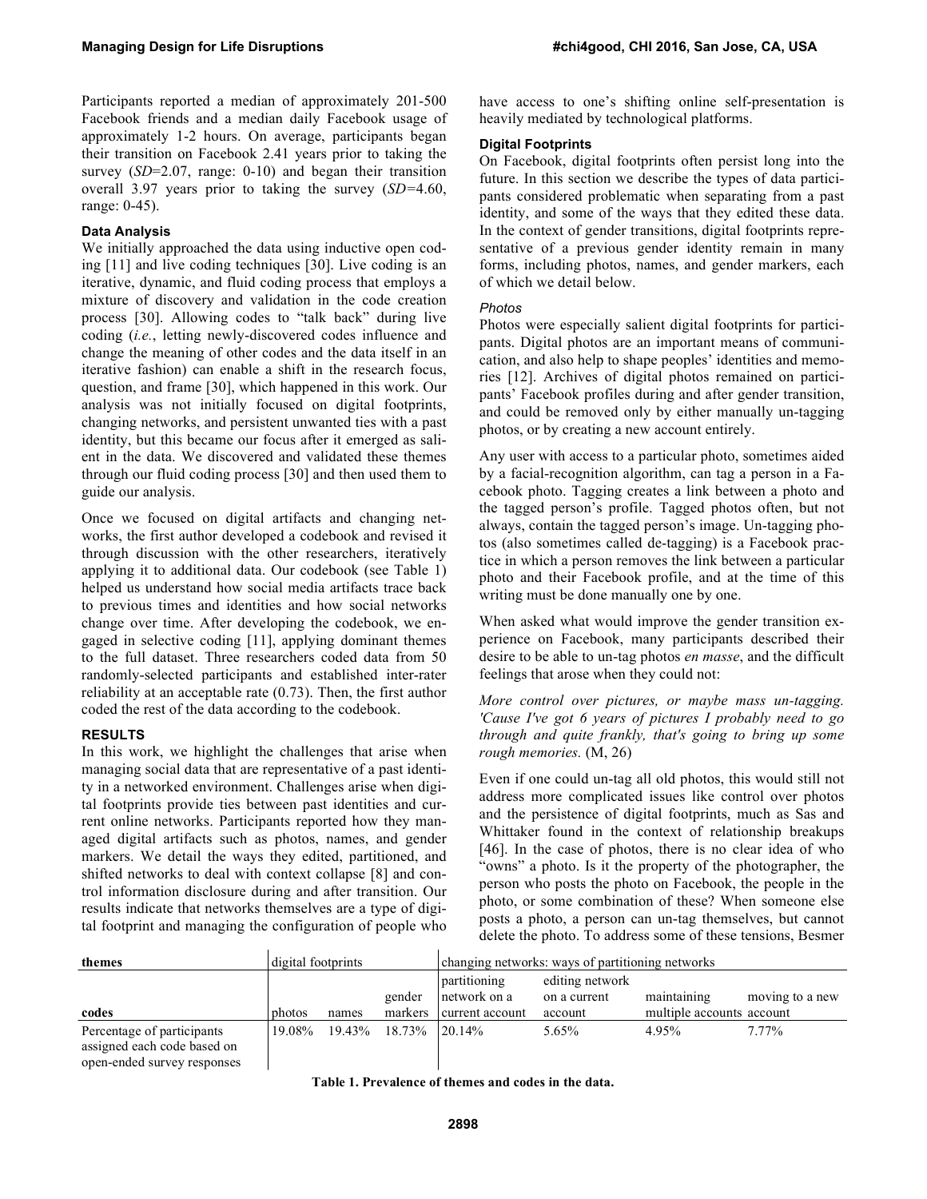Participants reported a median of approximately 201-500 Facebook friends and a median daily Facebook usage of approximately 1-2 hours. On average, participants began their transition on Facebook 2.41 years prior to taking the survey (*SD*=2.07, range: 0-10) and began their transition overall 3.97 years prior to taking the survey (*SD*=4.60, range: 0-45).

### Data Analysis

We initially approached the data using inductive open coding [11] and live coding techniques [30]. Live coding is an iterative, dynamic, and fluid coding process that employs a mixture of discovery and validation in the code creation process [30]. Allowing codes to "talk back" during live coding (*i.e.*, letting newly-discovered codes influence and change the meaning of other codes and the data itself in an iterative fashion) can enable a shift in the research focus, question, and frame [30], which happened in this work. Our analysis was not initially focused on digital footprints, changing networks, and persistent unwanted ties with a past identity, but this became our focus after it emerged as salient in the data. We discovered and validated these themes through our fluid coding process [30] and then used them to guide our analysis.

Once we focused on digital artifacts and changing networks, the first author developed a codebook and revised it through discussion with the other researchers, iteratively applying it to additional data. Our codebook (see Table 1) helped us understand how social media artifacts trace back to previous times and identities and how social networks change over time. After developing the codebook, we engaged in selective coding [11], applying dominant themes to the full dataset. Three researchers coded data from 50 randomly-selected participants and established inter-rater reliability at an acceptable rate (0.73). Then, the first author coded the rest of the data according to the codebook.

## RESULTS

In this work, we highlight the challenges that arise when managing social data that are representative of a past identity in a networked environment. Challenges arise when digital footprints provide ties between past identities and current online networks. Participants reported how they managed digital artifacts such as photos, names, and gender markers. We detail the ways they edited, partitioned, and shifted networks to deal with context collapse [8] and control information disclosure during and after transition. Our results indicate that networks themselves are a type of digital footprint and managing the configuration of people who have access to one's shifting online self-presentation is heavily mediated by technological platforms.

### Digital Footprints

On Facebook, digital footprints often persist long into the future. In this section we describe the types of data participants considered problematic when separating from a past identity, and some of the ways that they edited these data. In the context of gender transitions, digital footprints representative of a previous gender identity remain in many forms, including photos, names, and gender markers, each of which we detail below.

#### *Photos*

Photos were especially salient digital footprints for participants. Digital photos are an important means of communication, and also help to shape peoples' identities and memories [12]. Archives of digital photos remained on participants' Facebook profiles during and after gender transition, and could be removed only by either manually un-tagging photos, or by creating a new account entirely.

Any user with access to a particular photo, sometimes aided by a facial-recognition algorithm, can tag a person in a Facebook photo. Tagging creates a link between a photo and the tagged person's profile. Tagged photos often, but not always, contain the tagged person's image. Un-tagging photos (also sometimes called de-tagging) is a Facebook practice in which a person removes the link between a particular photo and their Facebook profile, and at the time of this writing must be done manually one by one.

When asked what would improve the gender transition experience on Facebook, many participants described their desire to be able to un-tag photos *en masse*, and the difficult feelings that arose when they could not:

*More control over pictures, or maybe mass un-tagging. 'Cause I've got 6 years of pictures I probably need to go through and quite frankly, that's going to bring up some rough memories.* (M, 26)

Even if one could un-tag all old photos, this would still not address more complicated issues like control over photos and the persistence of digital footprints, much as Sas and Whittaker found in the context of relationship breakups [46]. In the case of photos, there is no clear idea of who "owns" a photo. Is it the property of the photographer, the person who posts the photo on Facebook, the people in the photo, or some combination of these? When someone else posts a photo, a person can un-tag themselves, but cannot delete the photo. To address some of these tensions, Besmer

| themes | digital footprints | | | changing networks: ways of partitioning networks | | | |
|---|---|---|---|---|---|---|---|
| codes | photos | names | gender markers | partitioning network on a current account | editing network on a current account | maintaining multiple accounts | moving to a new account |
| Percentage of participants assigned each code based on open-ended survey responses | 19.08% | 19.43% | 18.73% | 20.14% | 5.65% | 4.95% | 7.77% |

**Table 1. Prevalence of themes and codes in the data.**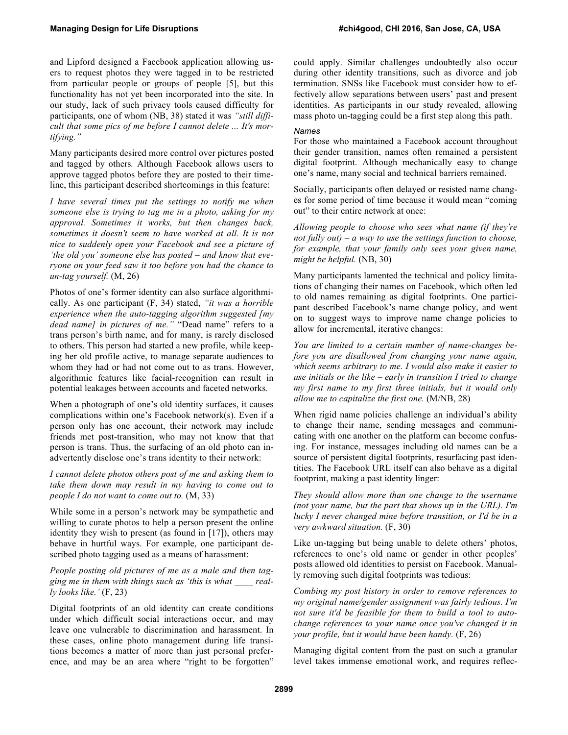and Lipford designed a Facebook application allowing users to request photos they were tagged in to be restricted from particular people or groups of people [5], but this functionality has not yet been incorporated into the site. In our study, lack of such privacy tools caused difficulty for participants, one of whom (NB, 38) stated it was *"still difficult that some pics of me before I cannot delete ... It's mortifying."*

Many participants desired more control over pictures posted and tagged by others. Although Facebook allows users to approve tagged photos before they are posted to their timeline, this participant described shortcomings in this feature:

*I have several times put the settings to notify me when someone else is trying to tag me in a photo, asking for my approval. Sometimes it works, but then changes back, sometimes it doesn't seem to have worked at all. It is not nice to suddenly open your Facebook and see a picture of 'the old you' someone else has posted – and know that everyone on your feed saw it too before you had the chance to un-tag yourself.* (M, 26)

Photos of one's former identity can also surface algorithmically. As one participant (F, 34) stated, *"it was a horrible experience when the auto-tagging algorithm suggested [my dead name] in pictures of me."* "Dead name" refers to a trans person's birth name, and for many, is rarely disclosed to others. This person had started a new profile, while keeping her old profile active, to manage separate audiences to whom they had or had not come out to as trans. However, algorithmic features like facial-recognition can result in potential leakages between accounts and faceted networks.

When a photograph of one's old identity surfaces, it causes complications within one's Facebook network(s). Even if a person only has one account, their network may include friends met post-transition, who may not know that that person is trans. Thus, the surfacing of an old photo can inadvertently disclose one's trans identity to their network:

*I cannot delete photos others post of me and asking them to take them down may result in my having to come out to people I do not want to come out to.* (M, 33)

While some in a person's network may be sympathetic and willing to curate photos to help a person present the online identity they wish to present (as found in [17]), others may behave in hurtful ways. For example, one participant described photo tagging used as a means of harassment:

*People posting old pictures of me as a male and then tagging me in them with things such as 'this is what ____ really looks like.'* (F, 23)

Digital footprints of an old identity can create conditions under which difficult social interactions occur, and may leave one vulnerable to discrimination and harassment. In these cases, online photo management during life transitions becomes a matter of more than just personal preference, and may be an area where "right to be forgotten" could apply. Similar challenges undoubtedly also occur during other identity transitions, such as divorce and job termination. SNSs like Facebook must consider how to effectively allow separations between users' past and present identities. As participants in our study revealed, allowing mass photo un-tagging could be a first step along this path.

### Names

For those who maintained a Facebook account throughout their gender transition, names often remained a persistent digital footprint. Although mechanically easy to change one's name, many social and technical barriers remained.

Socially, participants often delayed or resisted name changes for some period of time because it would mean "coming out" to their entire network at once:

*Allowing people to choose who sees what name (if they're not fully out) – a way to use the settings function to choose, for example, that your family only sees your given name, might be helpful.* (NB, 30)

Many participants lamented the technical and policy limitations of changing their names on Facebook, which often led to old names remaining as digital footprints. One participant described Facebook's name change policy, and went on to suggest ways to improve name change policies to allow for incremental, iterative changes:

*You are limited to a certain number of name-changes before you are disallowed from changing your name again, which seems arbitrary to me. I would also make it easier to use initials or the like – early in transition I tried to change my first name to my first three initials, but it would only allow me to capitalize the first one.* (M/NB, 28)

When rigid name policies challenge an individual's ability to change their name, sending messages and communicating with one another on the platform can become confusing. For instance, messages including old names can be a source of persistent digital footprints, resurfacing past identities. The Facebook URL itself can also behave as a digital footprint, making a past identity linger:

*They should allow more than one change to the username (not your name, but the part that shows up in the URL). I'm lucky I never changed mine before transition, or I'd be in a very awkward situation.* (F, 30)

Like un-tagging but being unable to delete others' photos, references to one's old name or gender in other peoples' posts allowed old identities to persist on Facebook. Manually removing such digital footprints was tedious:

*Combing my post history in order to remove references to my original name/gender assignment was fairly tedious. I'm not sure it'd be feasible for them to build a tool to auto-change references to your name once you've changed it in your profile, but it would have been handy.* (F, 26)

Managing digital content from the past on such a granular level takes immense emotional work, and requires reflec-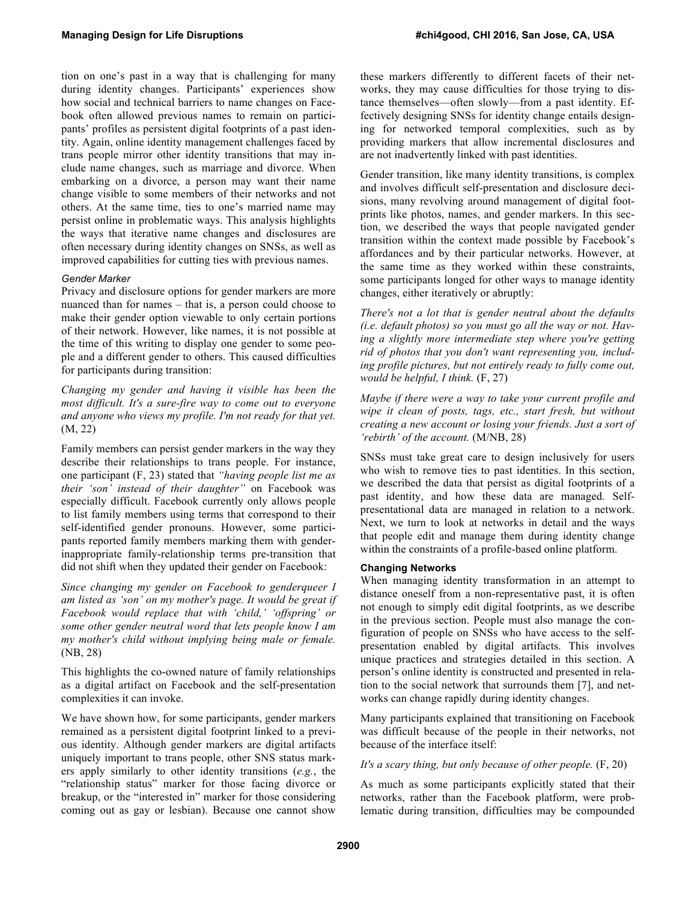tion on one's past in a way that is challenging for many during identity changes. Participants' experiences show how social and technical barriers to name changes on Facebook often allowed previous names to remain on participants' profiles as persistent digital footprints of a past identity. Again, online identity management challenges faced by trans people mirror other identity transitions that may include name changes, such as marriage and divorce. When embarking on a divorce, a person may want their name change visible to some members of their networks and not others. At the same time, ties to one's married name may persist online in problematic ways. This analysis highlights the ways that iterative name changes and disclosures are often necessary during identity changes on SNSs, as well as improved capabilities for cutting ties with previous names.

#### *Gender Marker*

Privacy and disclosure options for gender markers are more nuanced than for names – that is, a person could choose to make their gender option viewable to only certain portions of their network. However, like names, it is not possible at the time of this writing to display one gender to some people and a different gender to others. This caused difficulties for participants during transition:

*Changing my gender and having it visible has been the most difficult. It's a sure-fire way to come out to everyone and anyone who views my profile. I'm not ready for that yet.* (M, 22)

Family members can persist gender markers in the way they describe their relationships to trans people. For instance, one participant (F, 23) stated that *"having people list me as their 'son' instead of their daughter"* on Facebook was especially difficult. Facebook currently only allows people to list family members using terms that correspond to their self-identified gender pronouns. However, some participants reported family members marking them with gender-inappropriate family-relationship terms pre-transition that did not shift when they updated their gender on Facebook:

*Since changing my gender on Facebook to genderqueer I am listed as 'son' on my mother's page. It would be great if Facebook would replace that with 'child,' 'offspring' or some other gender neutral word that lets people know I am my mother's child without implying being male or female.* (NB, 28)

This highlights the co-owned nature of family relationships as a digital artifact on Facebook and the self-presentation complexities it can invoke.

We have shown how, for some participants, gender markers remained as a persistent digital footprint linked to a previous identity. Although gender markers are digital artifacts uniquely important to trans people, other SNS status markers apply similarly to other identity transitions (*e.g.*, the "relationship status" marker for those facing divorce or breakup, or the "interested in" marker for those considering coming out as gay or lesbian). Because one cannot show these markers differently to different facets of their networks, they may cause difficulties for those trying to distance themselves—often slowly—from a past identity. Effectively designing SNSs for identity change entails designing for networked temporal complexities, such as by providing markers that allow incremental disclosures and are not inadvertently linked with past identities.

Gender transition, like many identity transitions, is complex and involves difficult self-presentation and disclosure decisions, many revolving around management of digital footprints like photos, names, and gender markers. In this section, we described the ways that people navigated gender transition within the context made possible by Facebook's affordances and by their particular networks. However, at the same time as they worked within these constraints, some participants longed for other ways to manage identity changes, either iteratively or abruptly:

*There's not a lot that is gender neutral about the defaults (i.e. default photos) so you must go all the way or not. Having a slightly more intermediate step where you're getting rid of photos that you don't want representing you, including profile pictures, but not entirely ready to fully come out, would be helpful, I think.* (F, 27)

*Maybe if there were a way to take your current profile and wipe it clean of posts, tags, etc., start fresh, but without creating a new account or losing your friends. Just a sort of 'rebirth' of the account.* (M/NB, 28)

SNSs must take great care to design inclusively for users who wish to remove ties to past identities. In this section, we described the data that persist as digital footprints of a past identity, and how these data are managed. Self-presentational data are managed in relation to a network. Next, we turn to look at networks in detail and the ways that people edit and manage them during identity change within the constraints of a profile-based online platform.

### Changing Networks

When managing identity transformation in an attempt to distance oneself from a non-representative past, it is often not enough to simply edit digital footprints, as we describe in the previous section. People must also manage the configuration of people on SNSs who have access to the self-presentation enabled by digital artifacts. This involves unique practices and strategies detailed in this section. A person's online identity is constructed and presented in relation to the social network that surrounds them [7], and networks can change rapidly during identity changes.

Many participants explained that transitioning on Facebook was difficult because of the people in their networks, not because of the interface itself:

*It's a scary thing, but only because of other people.* (F, 20)

As much as some participants explicitly stated that their networks, rather than the Facebook platform, were problematic during transition, difficulties may be compounded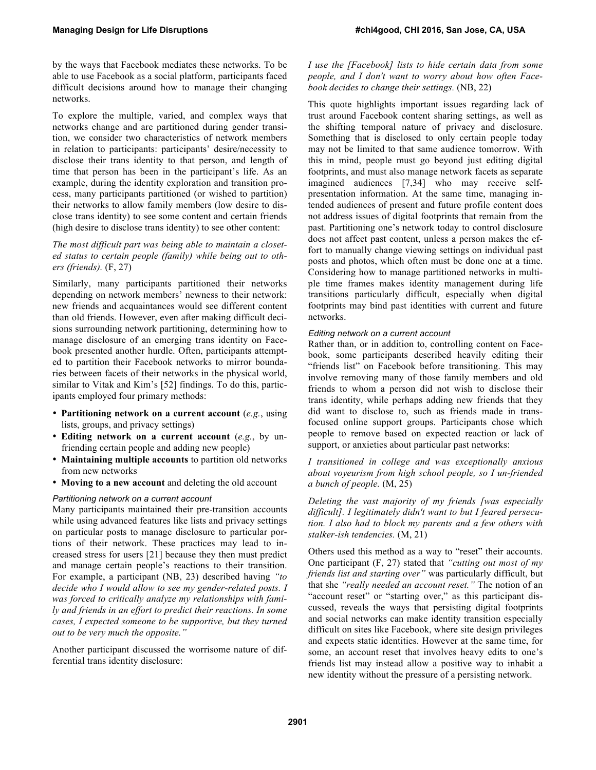by the ways that Facebook mediates these networks. To be able to use Facebook as a social platform, participants faced difficult decisions around how to manage their changing networks.

To explore the multiple, varied, and complex ways that networks change and are partitioned during gender transition, we consider two characteristics of network members in relation to participants: participants' desire/necessity to disclose their trans identity to that person, and length of time that person has been in the participant's life. As an example, during the identity exploration and transition process, many participants partitioned (or wished to partition) their networks to allow family members (low desire to disclose trans identity) to see some content and certain friends (high desire to disclose trans identity) to see other content:

*The most difficult part was being able to maintain a closeted status to certain people (family) while being out to others (friends).* (F, 27)

Similarly, many participants partitioned their networks depending on network members' newness to their network: new friends and acquaintances would see different content than old friends. However, even after making difficult decisions surrounding network partitioning, determining how to manage disclosure of an emerging trans identity on Facebook presented another hurdle. Often, participants attempted to partition their Facebook networks to mirror boundaries between facets of their networks in the physical world, similar to Vitak and Kim's [52] findings. To do this, participants employed four primary methods:

- **Partitioning network on a current account** (*e.g.*, using lists, groups, and privacy settings)
- **Editing network on a current account** (*e.g.*, by unfriending certain people and adding new people)
- **Maintaining multiple accounts** to partition old networks from new networks
- **Moving to a new account** and deleting the old account

#### *Partitioning network on a current account*

Many participants maintained their pre-transition accounts while using advanced features like lists and privacy settings on particular posts to manage disclosure to particular portions of their network. These practices may lead to increased stress for users [21] because they then must predict and manage certain people's reactions to their transition. For example, a participant (NB, 23) described having *"to decide who I would allow to see my gender-related posts. I was forced to critically analyze my relationships with family and friends in an effort to predict their reactions. In some cases, I expected someone to be supportive, but they turned out to be very much the opposite."*

Another participant discussed the worrisome nature of differential trans identity disclosure:

*I use the [Facebook] lists to hide certain data from some people, and I don't want to worry about how often Facebook decides to change their settings.* (NB, 22)

This quote highlights important issues regarding lack of trust around Facebook content sharing settings, as well as the shifting temporal nature of privacy and disclosure. Something that is disclosed to only certain people today may not be limited to that same audience tomorrow. With this in mind, people must go beyond just editing digital footprints, and must also manage network facets as separate imagined audiences [7,34] who may receive self-presentation information. At the same time, managing intended audiences of present and future profile content does not address issues of digital footprints that remain from the past. Partitioning one's network today to control disclosure does not affect past content, unless a person makes the effort to manually change viewing settings on individual past posts and photos, which often must be done one at a time. Considering how to manage partitioned networks in multiple time frames makes identity management during life transitions particularly difficult, especially when digital footprints may bind past identities with current and future networks.

#### *Editing network on a current account*

Rather than, or in addition to, controlling content on Facebook, some participants described heavily editing their "friends list" on Facebook before transitioning. This may involve removing many of those family members and old friends to whom a person did not wish to disclose their trans identity, while perhaps adding new friends that they did want to disclose to, such as friends made in trans-focused online support groups. Participants chose which people to remove based on expected reaction or lack of support, or anxieties about particular past networks:

*I transitioned in college and was exceptionally anxious about voyeurism from high school people, so I un-friended a bunch of people.* (M, 25)

*Deleting the vast majority of my friends [was especially difficult]. I legitimately didn't want to but I feared persecution. I also had to block my parents and a few others with stalker-ish tendencies.* (M, 21)

Others used this method as a way to "reset" their accounts. One participant (F, 27) stated that *"cutting out most of my friends list and starting over"* was particularly difficult, but that she *"really needed an account reset."* The notion of an "account reset" or "starting over," as this participant discussed, reveals the ways that persisting digital footprints and social networks can make identity transition especially difficult on sites like Facebook, where site design privileges and expects static identities. However at the same time, for some, an account reset that involves heavy edits to one's friends list may instead allow a positive way to inhabit a new identity without the pressure of a persisting network.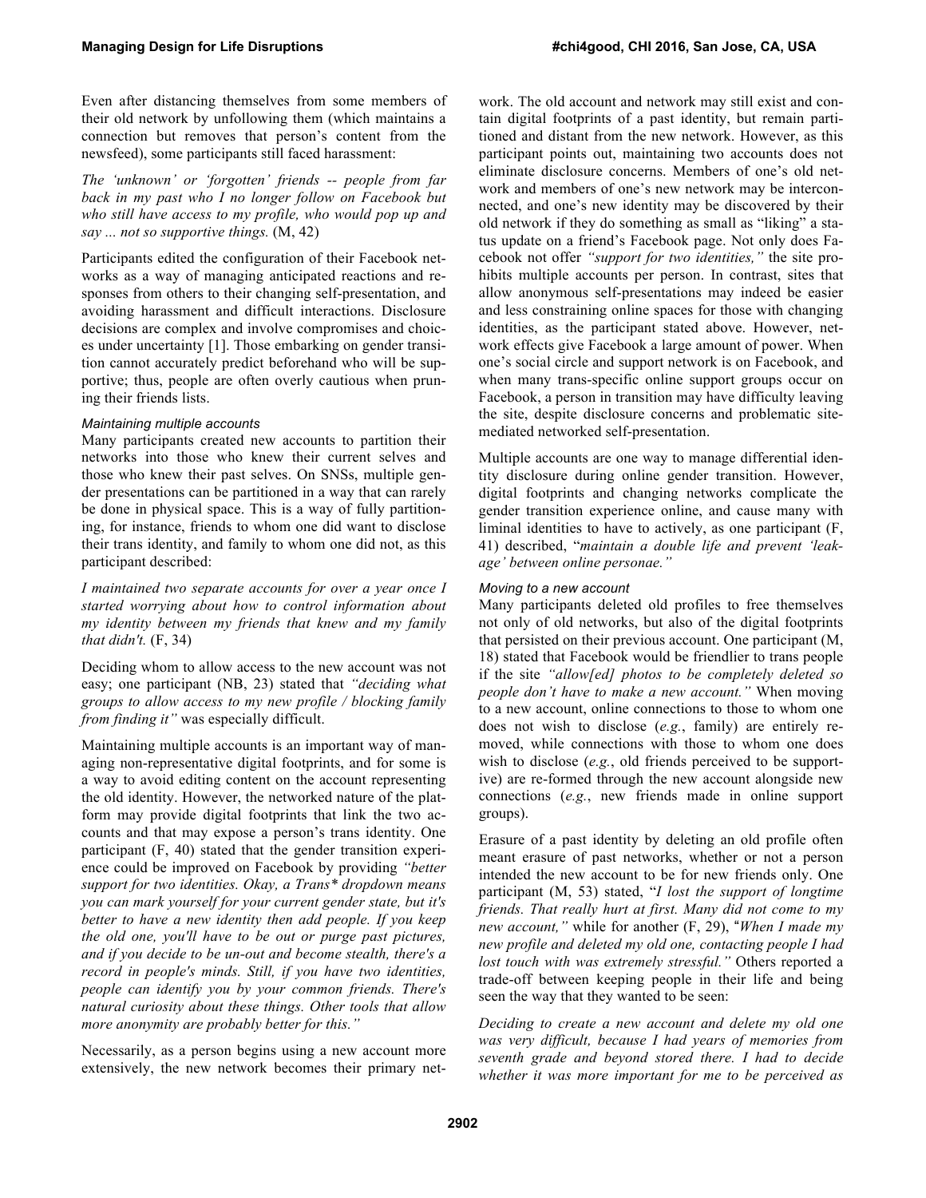Even after distancing themselves from some members of their old network by unfollowing them (which maintains a connection but removes that person's content from the newsfeed), some participants still faced harassment:

*The 'unknown' or 'forgotten' friends -- people from far back in my past who I no longer follow on Facebook but who still have access to my profile, who would pop up and say ... not so supportive things.* (M, 42)

Participants edited the configuration of their Facebook networks as a way of managing anticipated reactions and responses from others to their changing self-presentation, and avoiding harassment and difficult interactions. Disclosure decisions are complex and involve compromises and choices under uncertainty [1]. Those embarking on gender transition cannot accurately predict beforehand who will be supportive; thus, people are often overly cautious when pruning their friends lists.

#### *Maintaining multiple accounts*

Many participants created new accounts to partition their networks into those who knew their current selves and those who knew their past selves. On SNSs, multiple gender presentations can be partitioned in a way that can rarely be done in physical space. This is a way of fully partitioning, for instance, friends to whom one did want to disclose their trans identity, and family to whom one did not, as this participant described:

*I maintained two separate accounts for over a year once I started worrying about how to control information about my identity between my friends that knew and my family that didn't.* (F, 34)

Deciding whom to allow access to the new account was not easy; one participant (NB, 23) stated that *"deciding what groups to allow access to my new profile / blocking family from finding it"* was especially difficult.

Maintaining multiple accounts is an important way of managing non-representative digital footprints, and for some is a way to avoid editing content on the account representing the old identity. However, the networked nature of the platform may provide digital footprints that link the two accounts and that may expose a person's trans identity. One participant (F, 40) stated that the gender transition experience could be improved on Facebook by providing *"better support for two identities. Okay, a Trans* dropdown means you can mark yourself for your current gender state, but it's better to have a new identity then add people. If you keep the old one, you'll have to be out or purge past pictures, and if you decide to be un-out and become stealth, there's a record in people's minds. Still, if you have two identities, people can identify you by your common friends. There's natural curiosity about these things. Other tools that allow more anonymity are probably better for this."*

Necessarily, as a person begins using a new account more extensively, the new network becomes their primary network. The old account and network may still exist and contain digital footprints of a past identity, but remain partitioned and distant from the new network. However, as this participant points out, maintaining two accounts does not eliminate disclosure concerns. Members of one's old network and members of one's new network may be interconnected, and one's new identity may be discovered by their old network if they do something as small as "liking" a status update on a friend's Facebook page. Not only does Facebook not offer *"support for two identities,"* the site prohibits multiple accounts per person. In contrast, sites that allow anonymous self-presentations may indeed be easier and less constraining online spaces for those with changing identities, as the participant stated above. However, network effects give Facebook a large amount of power. When one's social circle and support network is on Facebook, and when many trans-specific online support groups occur on Facebook, a person in transition may have difficulty leaving the site, despite disclosure concerns and problematic site-mediated networked self-presentation.

Multiple accounts are one way to manage differential identity disclosure during online gender transition. However, digital footprints and changing networks complicate the gender transition experience online, and cause many with liminal identities to have to actively, as one participant (F, 41) described, "*maintain a double life and prevent 'leakage' between online personae."*

#### *Moving to a new account*

Many participants deleted old profiles to free themselves not only of old networks, but also of the digital footprints that persisted on their previous account. One participant (M, 18) stated that Facebook would be friendlier to trans people if the site *"allow[ed] photos to be completely deleted so people don't have to make a new account."* When moving to a new account, online connections to those to whom one does not wish to disclose (*e.g.*, family) are entirely removed, while connections with those to whom one does wish to disclose (*e.g.*, old friends perceived to be supportive) are re-formed through the new account alongside new connections (*e.g.*, new friends made in online support groups).

Erasure of a past identity by deleting an old profile often meant erasure of past networks, whether or not a person intended the new account to be for new friends only. One participant (M, 53) stated, "*I lost the support of longtime friends. That really hurt at first. Many did not come to my new account,"* while for another (F, 29), "*When I made my new profile and deleted my old one, contacting people I had lost touch with was extremely stressful."* Others reported a trade-off between keeping people in their life and being seen the way that they wanted to be seen:

*Deciding to create a new account and delete my old one was very difficult, because I had years of memories from seventh grade and beyond stored there. I had to decide whether it was more important for me to be perceived as*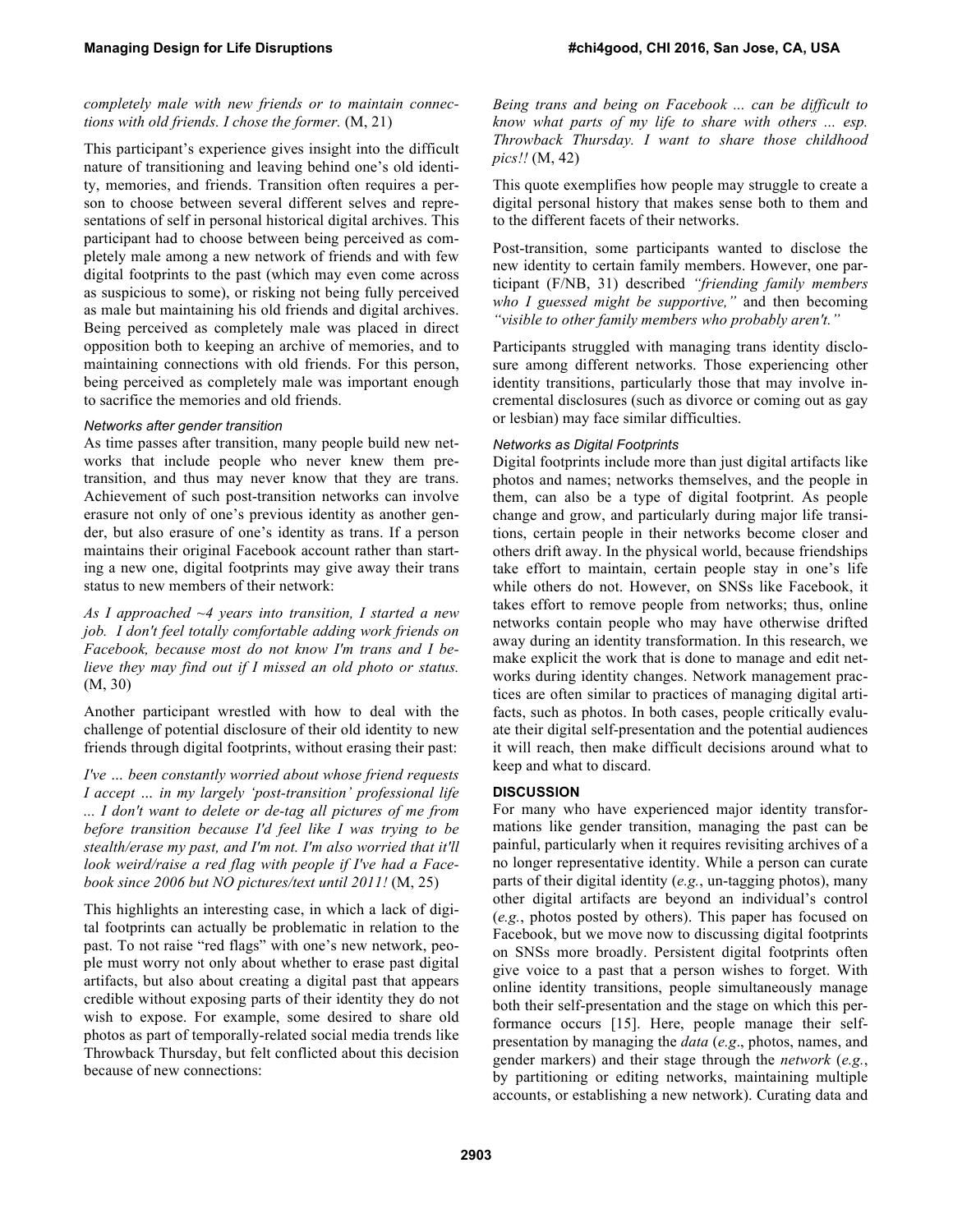*completely male with new friends or to maintain connections with old friends. I chose the former.* (M, 21)

This participant's experience gives insight into the difficult nature of transitioning and leaving behind one's old identity, memories, and friends. Transition often requires a person to choose between several different selves and representations of self in personal historical digital archives. This participant had to choose between being perceived as completely male among a new network of friends and with few digital footprints to the past (which may even come across as suspicious to some), or risking not being fully perceived as male but maintaining his old friends and digital archives. Being perceived as completely male was placed in direct opposition both to keeping an archive of memories, and to maintaining connections with old friends. For this person, being perceived as completely male was important enough to sacrifice the memories and old friends.

#### *Networks after gender transition*

As time passes after transition, many people build new networks that include people who never knew them pre-transition, and thus may never know that they are trans. Achievement of such post-transition networks can involve erasure not only of one's previous identity as another gender, but also erasure of one's identity as trans. If a person maintains their original Facebook account rather than starting a new one, digital footprints may give away their trans status to new members of their network:

*As I approached ~4 years into transition, I started a new job. I don't feel totally comfortable adding work friends on Facebook, because most do not know I'm trans and I believe they may find out if I missed an old photo or status.* (M, 30)

Another participant wrestled with how to deal with the challenge of potential disclosure of their old identity to new friends through digital footprints, without erasing their past:

*I've … been constantly worried about whose friend requests I accept … in my largely 'post-transition' professional life ... I don't want to delete or de-tag all pictures of me from before transition because I'd feel like I was trying to be stealth/erase my past, and I'm not. I'm also worried that it'll look weird/raise a red flag with people if I've had a Facebook since 2006 but NO pictures/text until 2011!* (M, 25)

This highlights an interesting case, in which a lack of digital footprints can actually be problematic in relation to the past. To not raise "red flags" with one's new network, people must worry not only about whether to erase past digital artifacts, but also about creating a digital past that appears credible without exposing parts of their identity they do not wish to expose. For example, some desired to share old photos as part of temporally-related social media trends like Throwback Thursday, but felt conflicted about this decision because of new connections:

*Being trans and being on Facebook ... can be difficult to know what parts of my life to share with others ... esp. Throwback Thursday. I want to share those childhood pics!!* (M, 42)

This quote exemplifies how people may struggle to create a digital personal history that makes sense both to them and to the different facets of their networks.

Post-transition, some participants wanted to disclose the new identity to certain family members. However, one participant (F/NB, 31) described *"friending family members who I guessed might be supportive,"* and then becoming *"visible to other family members who probably aren't."*

Participants struggled with managing trans identity disclosure among different networks. Those experiencing other identity transitions, particularly those that may involve incremental disclosures (such as divorce or coming out as gay or lesbian) may face similar difficulties.

#### *Networks as Digital Footprints*

Digital footprints include more than just digital artifacts like photos and names; networks themselves, and the people in them, can also be a type of digital footprint. As people change and grow, and particularly during major life transitions, certain people in their networks become closer and others drift away. In the physical world, because friendships take effort to maintain, certain people stay in one's life while others do not. However, on SNSs like Facebook, it takes effort to remove people from networks; thus, online networks contain people who may have otherwise drifted away during an identity transformation. In this research, we make explicit the work that is done to manage and edit networks during identity changes. Network management practices are often similar to practices of managing digital artifacts, such as photos. In both cases, people critically evaluate their digital self-presentation and the potential audiences it will reach, then make difficult decisions around what to keep and what to discard.

### DISCUSSION

For many who have experienced major identity transformations like gender transition, managing the past can be painful, particularly when it requires revisiting archives of a no longer representative identity. While a person can curate parts of their digital identity (*e.g.*, un-tagging photos), many other digital artifacts are beyond an individual's control (*e.g.*, photos posted by others). This paper has focused on Facebook, but we move now to discussing digital footprints on SNSs more broadly. Persistent digital footprints often give voice to a past that a person wishes to forget. With online identity transitions, people simultaneously manage both their self-presentation and the stage on which this performance occurs [15]. Here, people manage their self-presentation by managing the *data* (*e.g*., photos, names, and gender markers) and their stage through the *network* (*e.g.*, by partitioning or editing networks, maintaining multiple accounts, or establishing a new network). Curating data and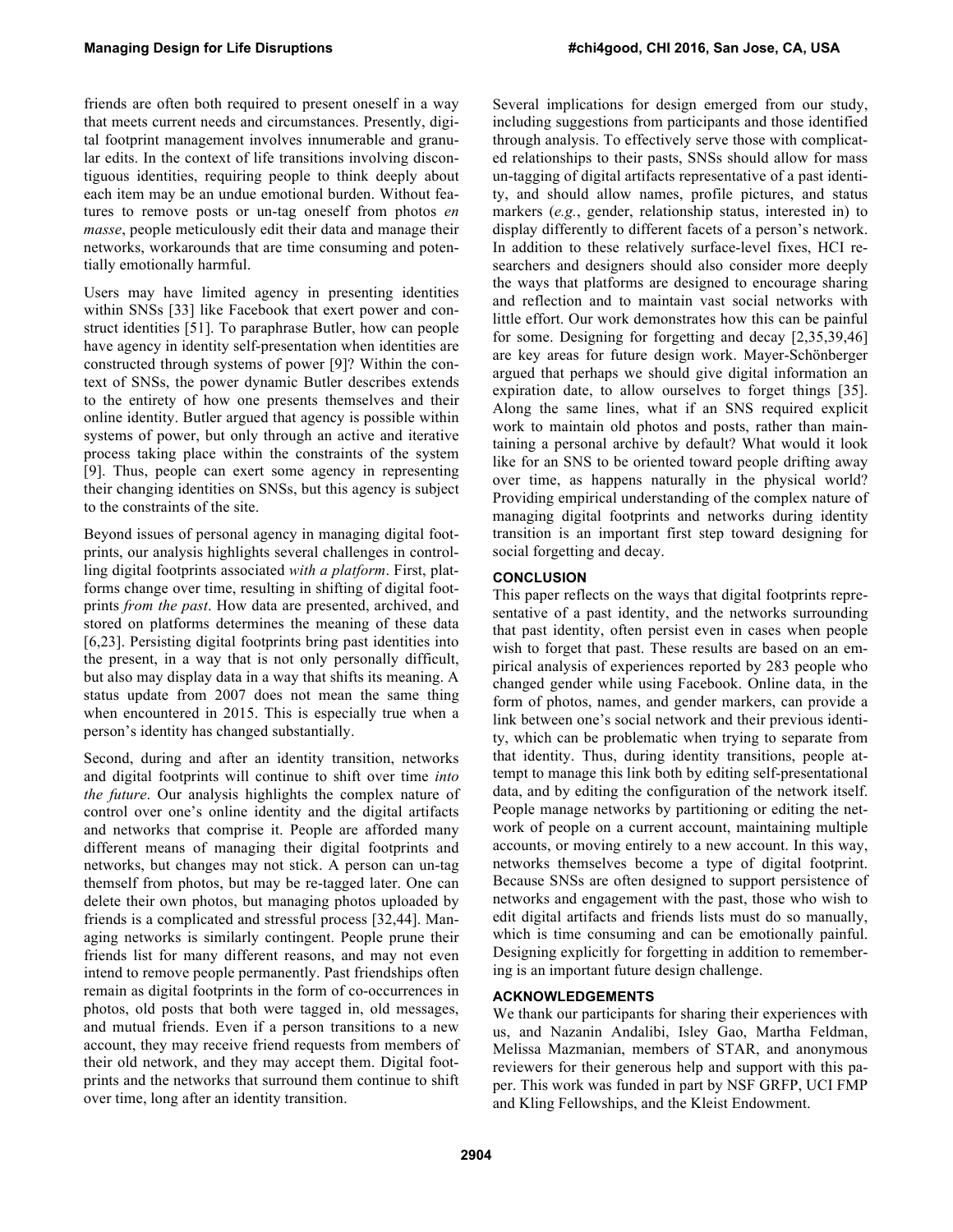friends are often both required to present oneself in a way that meets current needs and circumstances. Presently, digital footprint management involves innumerable and granular edits. In the context of life transitions involving discontiguous identities, requiring people to think deeply about each item may be an undue emotional burden. Without features to remove posts or un-tag oneself from photos *en masse*, people meticulously edit their data and manage their networks, workarounds that are time consuming and potentially emotionally harmful.

Users may have limited agency in presenting identities within SNSs [33] like Facebook that exert power and construct identities [51]. To paraphrase Butler, how can people have agency in identity self-presentation when identities are constructed through systems of power [9]? Within the context of SNSs, the power dynamic Butler describes extends to the entirety of how one presents themselves and their online identity. Butler argued that agency is possible within systems of power, but only through an active and iterative process taking place within the constraints of the system [9]. Thus, people can exert some agency in representing their changing identities on SNSs, but this agency is subject to the constraints of the site.

Beyond issues of personal agency in managing digital footprints, our analysis highlights several challenges in controlling digital footprints associated *with a platform*. First, platforms change over time, resulting in shifting of digital footprints *from the past*. How data are presented, archived, and stored on platforms determines the meaning of these data [6,23]. Persisting digital footprints bring past identities into the present, in a way that is not only personally difficult, but also may display data in a way that shifts its meaning. A status update from 2007 does not mean the same thing when encountered in 2015. This is especially true when a person's identity has changed substantially.

Second, during and after an identity transition, networks and digital footprints will continue to shift over time *into the future*. Our analysis highlights the complex nature of control over one's online identity and the digital artifacts and networks that comprise it. People are afforded many different means of managing their digital footprints and networks, but changes may not stick. A person can un-tag themself from photos, but may be re-tagged later. One can delete their own photos, but managing photos uploaded by friends is a complicated and stressful process [32,44]. Managing networks is similarly contingent. People prune their friends list for many different reasons, and may not even intend to remove people permanently. Past friendships often remain as digital footprints in the form of co-occurrences in photos, old posts that both were tagged in, old messages, and mutual friends. Even if a person transitions to a new account, they may receive friend requests from members of their old network, and they may accept them. Digital footprints and the networks that surround them continue to shift over time, long after an identity transition.

Several implications for design emerged from our study, including suggestions from participants and those identified through analysis. To effectively serve those with complicated relationships to their pasts, SNSs should allow for mass un-tagging of digital artifacts representative of a past identity, and should allow names, profile pictures, and status markers (*e.g.*, gender, relationship status, interested in) to display differently to different facets of a person's network. In addition to these relatively surface-level fixes, HCI researchers and designers should also consider more deeply the ways that platforms are designed to encourage sharing and reflection and to maintain vast social networks with little effort. Our work demonstrates how this can be painful for some. Designing for forgetting and decay [2,35,39,46] are key areas for future design work. Mayer-Schönberger argued that perhaps we should give digital information an expiration date, to allow ourselves to forget things [35]. Along the same lines, what if an SNS required explicit work to maintain old photos and posts, rather than maintaining a personal archive by default? What would it look like for an SNS to be oriented toward people drifting away over time, as happens naturally in the physical world? Providing empirical understanding of the complex nature of managing digital footprints and networks during identity transition is an important first step toward designing for social forgetting and decay.

## CONCLUSION

This paper reflects on the ways that digital footprints representative of a past identity, and the networks surrounding that past identity, often persist even in cases when people wish to forget that past. These results are based on an empirical analysis of experiences reported by 283 people who changed gender while using Facebook. Online data, in the form of photos, names, and gender markers, can provide a link between one's social network and their previous identity, which can be problematic when trying to separate from that identity. Thus, during identity transitions, people attempt to manage this link both by editing self-presentational data, and by editing the configuration of the network itself. People manage networks by partitioning or editing the network of people on a current account, maintaining multiple accounts, or moving entirely to a new account. In this way, networks themselves become a type of digital footprint. Because SNSs are often designed to support persistence of networks and engagement with the past, those who wish to edit digital artifacts and friends lists must do so manually, which is time consuming and can be emotionally painful. Designing explicitly for forgetting in addition to remembering is an important future design challenge.

## ACKNOWLEDGEMENTS

We thank our participants for sharing their experiences with us, and Nazanin Andalibi, Isley Gao, Martha Feldman, Melissa Mazmanian, members of STAR, and anonymous reviewers for their generous help and support with this paper. This work was funded in part by NSF GRFP, UCI FMP and Kling Fellowships, and the Kleist Endowment.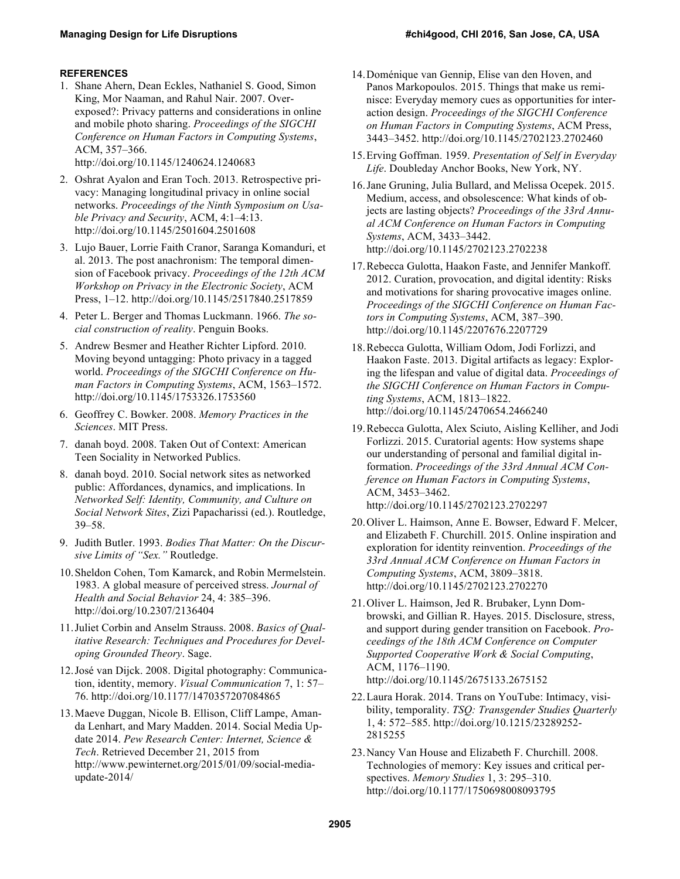## REFERENCES

1. Shane Ahern, Dean Eckles, Nathaniel S. Good, Simon King, Mor Naaman, and Rahul Nair. 2007. Over-exposed?: Privacy patterns and considerations in online and mobile photo sharing. *Proceedings of the SIGCHI Conference on Human Factors in Computing Systems*, ACM, 357–366. http://doi.org/10.1145/1240624.1240683
2. Oshrat Ayalon and Eran Toch. 2013. Retrospective privacy: Managing longitudinal privacy in online social networks. *Proceedings of the Ninth Symposium on Usable Privacy and Security*, ACM, 4:1–4:13. http://doi.org/10.1145/2501604.2501608
3. Lujo Bauer, Lorrie Faith Cranor, Saranga Komanduri, et al. 2013. The post anachronism: The temporal dimension of Facebook privacy. *Proceedings of the 12th ACM Workshop on Privacy in the Electronic Society*, ACM Press, 1–12. http://doi.org/10.1145/2517840.2517859
4. Peter L. Berger and Thomas Luckmann. 1966. *The social construction of reality*. Penguin Books.
5. Andrew Besmer and Heather Richter Lipford. 2010. Moving beyond untagging: Photo privacy in a tagged world. *Proceedings of the SIGCHI Conference on Human Factors in Computing Systems*, ACM, 1563–1572. http://doi.org/10.1145/1753326.1753560
6. Geoffrey C. Bowker. 2008. *Memory Practices in the Sciences*. MIT Press.
7. danah boyd. 2008. Taken Out of Context: American Teen Sociality in Networked Publics.
8. danah boyd. 2010. Social network sites as networked public: Affordances, dynamics, and implications. In *Networked Self: Identity, Community, and Culture on Social Network Sites*, Zizi Papacharissi (ed.). Routledge, 39–58.
9. Judith Butler. 1993. *Bodies That Matter: On the Discursive Limits of "Sex."* Routledge.
10. Sheldon Cohen, Tom Kamarck, and Robin Mermelstein. 1983. A global measure of perceived stress. *Journal of Health and Social Behavior* 24, 4: 385–396. http://doi.org/10.2307/2136404
11. Juliet Corbin and Anselm Strauss. 2008. *Basics of Qualitative Research: Techniques and Procedures for Developing Grounded Theory*. Sage.
12. José van Dijck. 2008. Digital photography: Communication, identity, memory. *Visual Communication* 7, 1: 57–76. http://doi.org/10.1177/1470357207084865
13. Maeve Duggan, Nicole B. Ellison, Cliff Lampe, Amanda Lenhart, and Mary Madden. 2014. Social Media Update 2014. *Pew Research Center: Internet, Science & Tech*. Retrieved December 21, 2015 from http://www.pewinternet.org/2015/01/09/social-media-update-2014/
14. Doménique van Gennip, Elise van den Hoven, and Panos Markopoulos. 2015. Things that make us reminisce: Everyday memory cues as opportunities for interaction design. *Proceedings of the SIGCHI Conference on Human Factors in Computing Systems*, ACM Press, 3443–3452. http://doi.org/10.1145/2702123.2702460
15. Erving Goffman. 1959. *Presentation of Self in Everyday Life*. Doubleday Anchor Books, New York, NY.
16. Jane Gruning, Julia Bullard, and Melissa Ocepek. 2015. Medium, access, and obsolescence: What kinds of objects are lasting objects? *Proceedings of the 33rd Annual ACM Conference on Human Factors in Computing Systems*, ACM, 3433–3442. http://doi.org/10.1145/2702123.2702238
17. Rebecca Gulotta, Haakon Faste, and Jennifer Mankoff. 2012. Curation, provocation, and digital identity: Risks and motivations for sharing provocative images online. *Proceedings of the SIGCHI Conference on Human Factors in Computing Systems*, ACM, 387–390. http://doi.org/10.1145/2207676.2207729
18. Rebecca Gulotta, William Odom, Jodi Forlizzi, and Haakon Faste. 2013. Digital artifacts as legacy: Exploring the lifespan and value of digital data. *Proceedings of the SIGCHI Conference on Human Factors in Computing Systems*, ACM, 1813–1822. http://doi.org/10.1145/2470654.2466240
19. Rebecca Gulotta, Alex Sciuto, Aisling Kelliher, and Jodi Forlizzi. 2015. Curatorial agents: How systems shape our understanding of personal and familial digital information. *Proceedings of the 33rd Annual ACM Conference on Human Factors in Computing Systems*, ACM, 3453–3462. http://doi.org/10.1145/2702123.2702297
20. Oliver L. Haimson, Anne E. Bowser, Edward F. Melcer, and Elizabeth F. Churchill. 2015. Online inspiration and exploration for identity reinvention. *Proceedings of the 33rd Annual ACM Conference on Human Factors in Computing Systems*, ACM, 3809–3818. http://doi.org/10.1145/2702123.2702270
21. Oliver L. Haimson, Jed R. Brubaker, Lynn Dombrowski, and Gillian R. Hayes. 2015. Disclosure, stress, and support during gender transition on Facebook. *Proceedings of the 18th ACM Conference on Computer Supported Cooperative Work & Social Computing*, ACM, 1176–1190. http://doi.org/10.1145/2675133.2675152
22. Laura Horak. 2014. Trans on YouTube: Intimacy, visibility, temporality. *TSQ: Transgender Studies Quarterly* 1, 4: 572–585. http://doi.org/10.1215/23289252-2815255
23. Nancy Van House and Elizabeth F. Churchill. 2008. Technologies of memory: Key issues and critical perspectives. *Memory Studies* 1, 3: 295–310. http://doi.org/10.1177/1750698008093795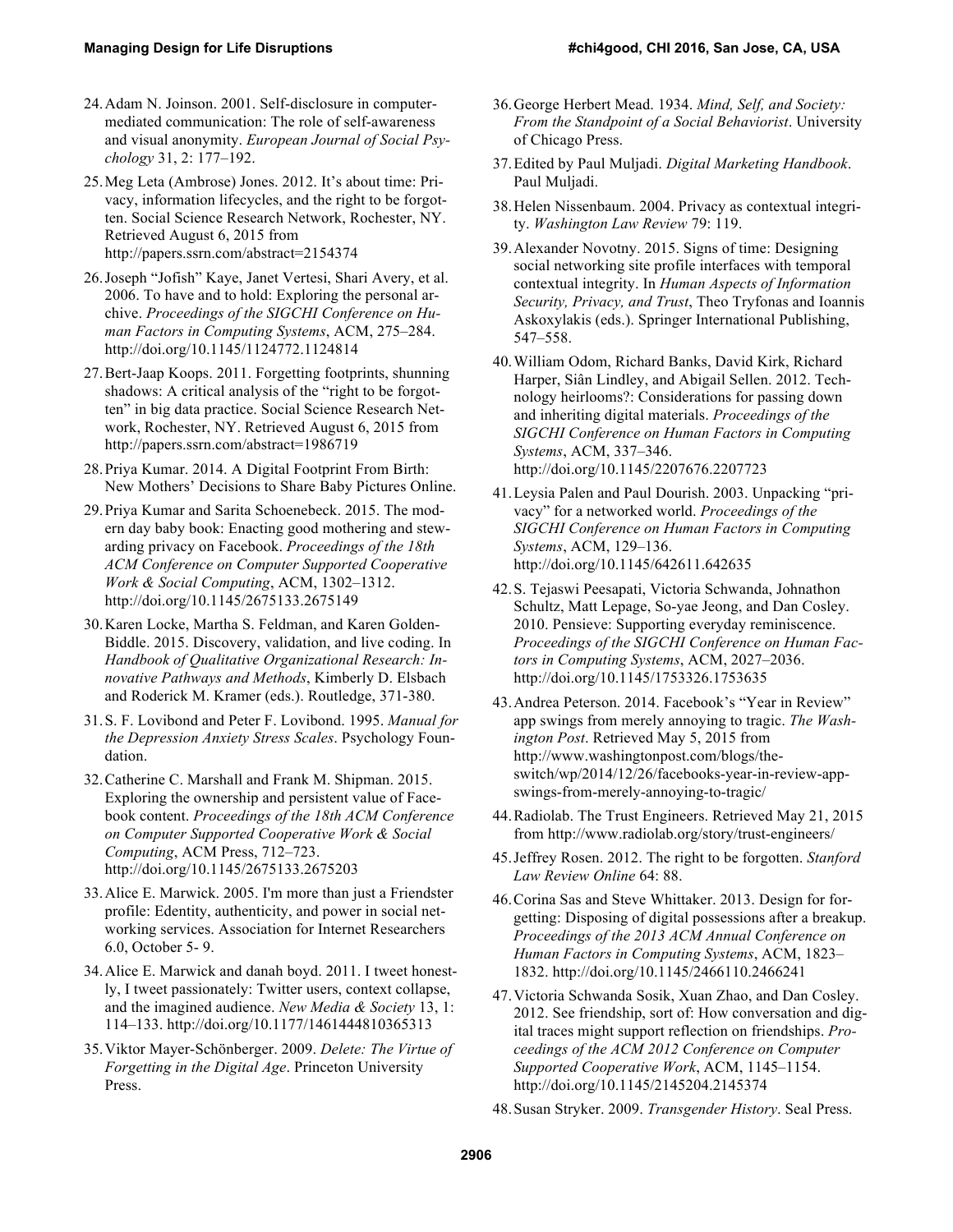24. Adam N. Joinson. 2001. Self-disclosure in computer-mediated communication: The role of self-awareness and visual anonymity. *European Journal of Social Psychology* 31, 2: 177–192.

25. Meg Leta (Ambrose) Jones. 2012. It's about time: Privacy, information lifecycles, and the right to be forgotten. Social Science Research Network, Rochester, NY. Retrieved August 6, 2015 from http://papers.ssrn.com/abstract=2154374

26. Joseph "Jofish" Kaye, Janet Vertesi, Shari Avery, et al. 2006. To have and to hold: Exploring the personal archive. *Proceedings of the SIGCHI Conference on Human Factors in Computing Systems*, ACM, 275–284. http://doi.org/10.1145/1124772.1124814

27. Bert-Jaap Koops. 2011. Forgetting footprints, shunning shadows: A critical analysis of the "right to be forgotten" in big data practice. Social Science Research Network, Rochester, NY. Retrieved August 6, 2015 from http://papers.ssrn.com/abstract=1986719

28. Priya Kumar. 2014. A Digital Footprint From Birth: New Mothers' Decisions to Share Baby Pictures Online.

29. Priya Kumar and Sarita Schoenebeck. 2015. The modern day baby book: Enacting good mothering and stewarding privacy on Facebook. *Proceedings of the 18th ACM Conference on Computer Supported Cooperative Work & Social Computing*, ACM, 1302–1312. http://doi.org/10.1145/2675133.2675149

30. Karen Locke, Martha S. Feldman, and Karen Golden-Biddle. 2015. Discovery, validation, and live coding. In *Handbook of Qualitative Organizational Research: Innovative Pathways and Methods*, Kimberly D. Elsbach and Roderick M. Kramer (eds.). Routledge, 371-380.

31. S. F. Lovibond and Peter F. Lovibond. 1995. *Manual for the Depression Anxiety Stress Scales*. Psychology Foundation.

32. Catherine C. Marshall and Frank M. Shipman. 2015. Exploring the ownership and persistent value of Facebook content. *Proceedings of the 18th ACM Conference on Computer Supported Cooperative Work & Social Computing*, ACM Press, 712–723. http://doi.org/10.1145/2675133.2675203

33. Alice E. Marwick. 2005. I'm more than just a Friendster profile: Edentity, authenticity, and power in social networking services. Association for Internet Researchers 6.0, October 5- 9.

34. Alice E. Marwick and danah boyd. 2011. I tweet honestly, I tweet passionately: Twitter users, context collapse, and the imagined audience. *New Media & Society* 13, 1: 114–133. http://doi.org/10.1177/1461444810365313

35. Viktor Mayer-Schönberger. 2009. *Delete: The Virtue of Forgetting in the Digital Age*. Princeton University Press.

36. George Herbert Mead. 1934. *Mind, Self, and Society: From the Standpoint of a Social Behaviorist*. University of Chicago Press.

37. Edited by Paul Muljadi. *Digital Marketing Handbook*. Paul Muljadi.

38. Helen Nissenbaum. 2004. Privacy as contextual integrity. *Washington Law Review* 79: 119.

39. Alexander Novotny. 2015. Signs of time: Designing social networking site profile interfaces with temporal contextual integrity. In *Human Aspects of Information Security, Privacy, and Trust*, Theo Tryfonas and Ioannis Askoxylakis (eds.). Springer International Publishing, 547–558.

40. William Odom, Richard Banks, David Kirk, Richard Harper, Siân Lindley, and Abigail Sellen. 2012. Technology heirlooms?: Considerations for passing down and inheriting digital materials. *Proceedings of the SIGCHI Conference on Human Factors in Computing Systems*, ACM, 337–346. http://doi.org/10.1145/2207676.2207723

41. Leysia Palen and Paul Dourish. 2003. Unpacking "privacy" for a networked world. *Proceedings of the SIGCHI Conference on Human Factors in Computing Systems*, ACM, 129–136. http://doi.org/10.1145/642611.642635

42. S. Tejaswi Peesapati, Victoria Schwanda, Johnathon Schultz, Matt Lepage, So-yae Jeong, and Dan Cosley. 2010. Pensieve: Supporting everyday reminiscence. *Proceedings of the SIGCHI Conference on Human Factors in Computing Systems*, ACM, 2027–2036. http://doi.org/10.1145/1753326.1753635

43. Andrea Peterson. 2014. Facebook's "Year in Review" app swings from merely annoying to tragic. *The Washington Post*. Retrieved May 5, 2015 from http://www.washingtonpost.com/blogs/the-switch/wp/2014/12/26/facebooks-year-in-review-app-swings-from-merely-annoying-to-tragic/

44. Radiolab. The Trust Engineers. Retrieved May 21, 2015 from http://www.radiolab.org/story/trust-engineers/

45. Jeffrey Rosen. 2012. The right to be forgotten. *Stanford Law Review Online* 64: 88.

46. Corina Sas and Steve Whittaker. 2013. Design for forgetting: Disposing of digital possessions after a breakup. *Proceedings of the 2013 ACM Annual Conference on Human Factors in Computing Systems*, ACM, 1823–1832. http://doi.org/10.1145/2466110.2466241

47. Victoria Schwanda Sosik, Xuan Zhao, and Dan Cosley. 2012. See friendship, sort of: How conversation and digital traces might support reflection on friendships. *Proceedings of the ACM 2012 Conference on Computer Supported Cooperative Work*, ACM, 1145–1154. http://doi.org/10.1145/2145204.2145374

48. Susan Stryker. 2009. *Transgender History*. Seal Press.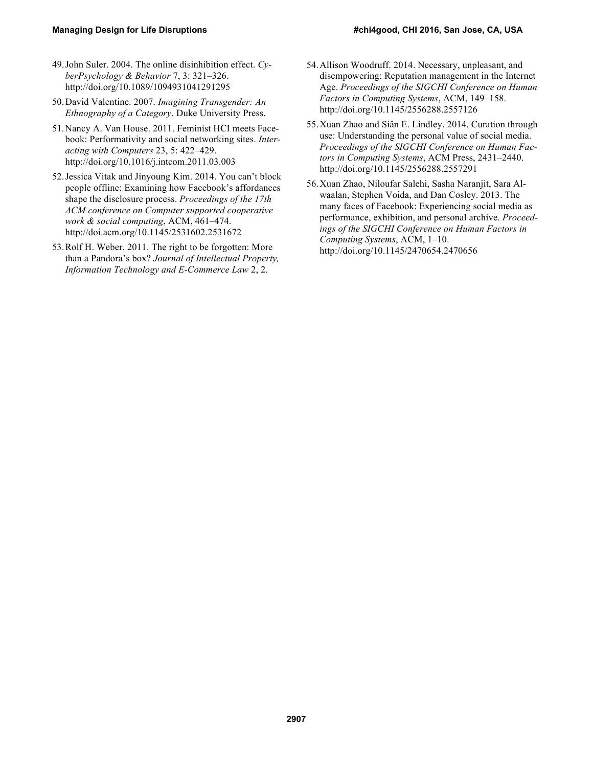49. John Suler. 2004. The online disinhibition effect. *CyberPsychology & Behavior* 7, 3: 321–326. http://doi.org/10.1089/1094931041291295

50. David Valentine. 2007. *Imagining Transgender: An Ethnography of a Category*. Duke University Press.

51. Nancy A. Van House. 2011. Feminist HCI meets Facebook: Performativity and social networking sites. *Interacting with Computers* 23, 5: 422–429. http://doi.org/10.1016/j.intcom.2011.03.003

52. Jessica Vitak and Jinyoung Kim. 2014. You can't block people offline: Examining how Facebook's affordances shape the disclosure process. *Proceedings of the 17th ACM conference on Computer supported cooperative work & social computing*, ACM, 461–474. http://doi.acm.org/10.1145/2531602.2531672

53. Rolf H. Weber. 2011. The right to be forgotten: More than a Pandora's box? *Journal of Intellectual Property, Information Technology and E-Commerce Law* 2, 2.

54. Allison Woodruff. 2014. Necessary, unpleasant, and disempowering: Reputation management in the Internet Age. *Proceedings of the SIGCHI Conference on Human Factors in Computing Systems*, ACM, 149–158. http://doi.org/10.1145/2556288.2557126

55. Xuan Zhao and Siân E. Lindley. 2014. Curation through use: Understanding the personal value of social media. *Proceedings of the SIGCHI Conference on Human Factors in Computing Systems*, ACM Press, 2431–2440. http://doi.org/10.1145/2556288.2557291

56. Xuan Zhao, Niloufar Salehi, Sasha Naranjit, Sara Alwaalan, Stephen Voida, and Dan Cosley. 2013. The many faces of Facebook: Experiencing social media as performance, exhibition, and personal archive. *Proceedings of the SIGCHI Conference on Human Factors in Computing Systems*, ACM, 1–10. http://doi.org/10.1145/2470654.2470656